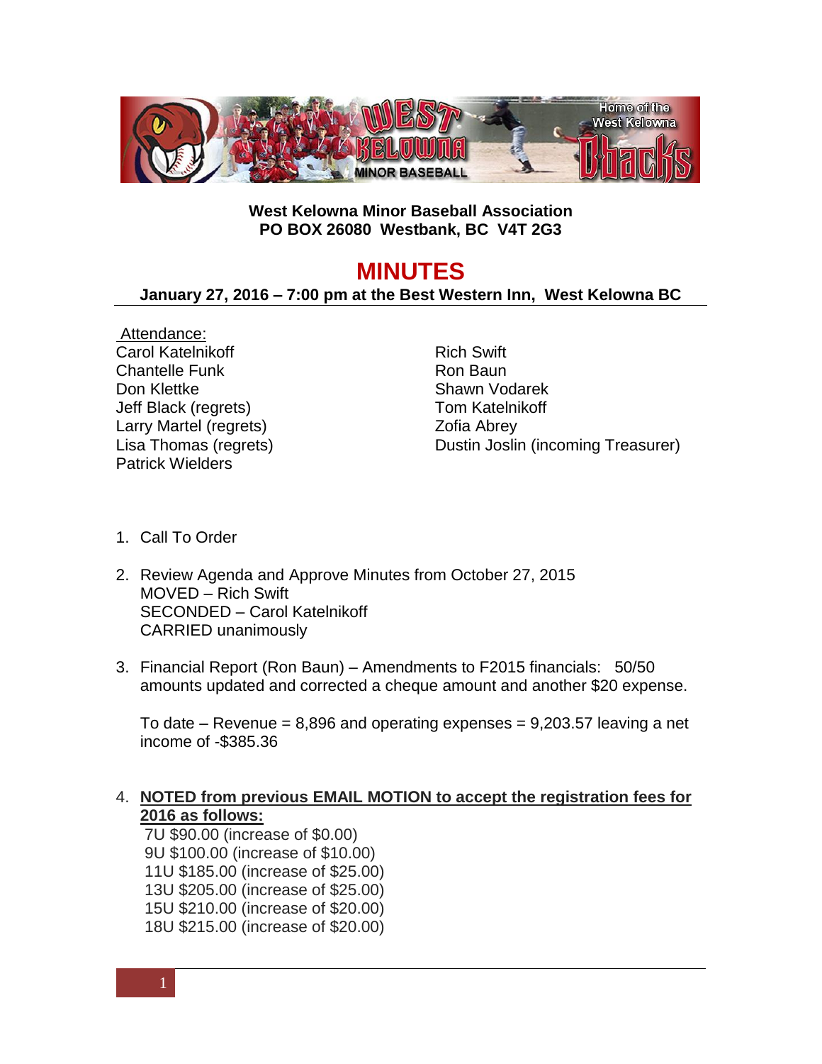**West Kelowna Minor Baseball Association**
**PO BOX 26080 Westbank, BC V4T 2G3**

# MINUTES

**January 27, 2016 – 7:00 pm at the Best Western Inn, West Kelowna BC**

Attendance:

Carol Katelnikoff
Chantelle Funk
Don Klettke
Jeff Black (regrets)
Larry Martel (regrets)
Lisa Thomas (regrets)
Patrick Wielders
Rich Swift
Ron Baun
Shawn Vodarek
Tom Katelnikoff
Zofia Abrey
Dustin Joslin (incoming Treasurer)

1. Call To Order

2. Review Agenda and Approve Minutes from October 27, 2015
   MOVED – Rich Swift
   SECONDED – Carol Katelnikoff
   CARRIED unanimously

3. Financial Report (Ron Baun) – Amendments to F2015 financials: 50/50 amounts updated and corrected a cheque amount and another $20 expense.

   To date – Revenue = 8,896 and operating expenses = 9,203.57 leaving a net income of -$385.36

4. **<u>NOTED from previous EMAIL MOTION to accept the registration fees for 2016 as follows:</u>**
   7U $90.00 (increase of $0.00)
   9U $100.00 (increase of $10.00)
   11U $185.00 (increase of $25.00)
   13U $205.00 (increase of $25.00)
   15U $210.00 (increase of $20.00)
   18U $215.00 (increase of $20.00)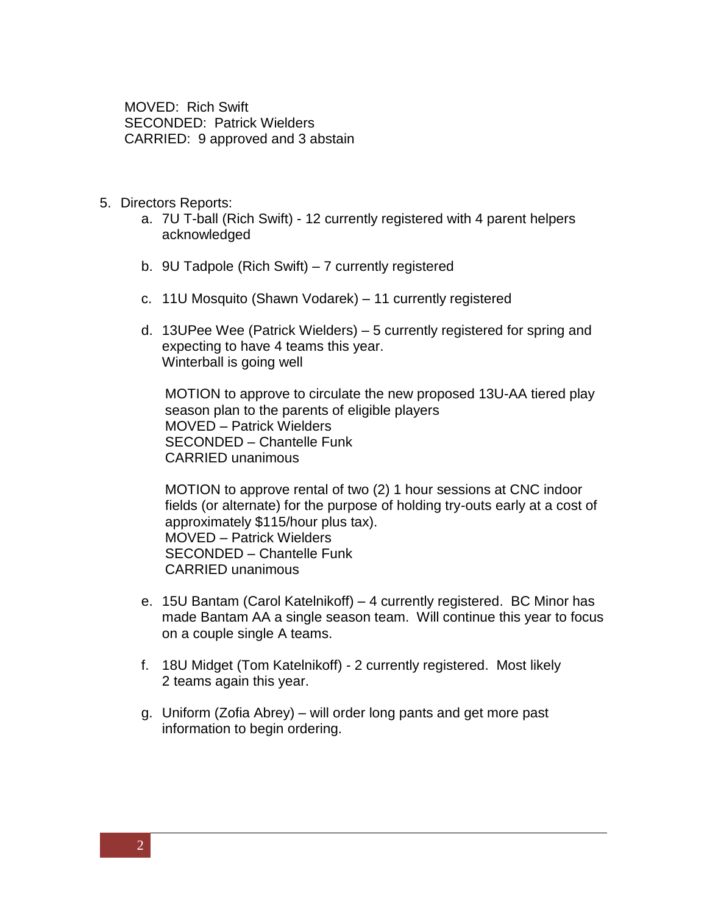MOVED: Rich Swift
SECONDED: Patrick Wielders
CARRIED: 9 approved and 3 abstain

5. Directors Reports:
    a. 7U T-ball (Rich Swift) - 12 currently registered with 4 parent helpers acknowledged

    b. 9U Tadpole (Rich Swift) – 7 currently registered

    c. 11U Mosquito (Shawn Vodarek) – 11 currently registered

    d. 13UPee Wee (Patrick Wielders) – 5 currently registered for spring and expecting to have 4 teams this year.
       Winterball is going well

       MOTION to approve to circulate the new proposed 13U-AA tiered play season plan to the parents of eligible players
       MOVED – Patrick Wielders
       SECONDED – Chantelle Funk
       CARRIED unanimous

       MOTION to approve rental of two (2) 1 hour sessions at CNC indoor fields (or alternate) for the purpose of holding try-outs early at a cost of approximately $115/hour plus tax).
       MOVED – Patrick Wielders
       SECONDED – Chantelle Funk
       CARRIED unanimous

    e. 15U Bantam (Carol Katelnikoff) – 4 currently registered. BC Minor has made Bantam AA a single season team. Will continue this year to focus on a couple single A teams.

    f. 18U Midget (Tom Katelnikoff) - 2 currently registered. Most likely 2 teams again this year.

    g. Uniform (Zofia Abrey) – will order long pants and get more past information to begin ordering.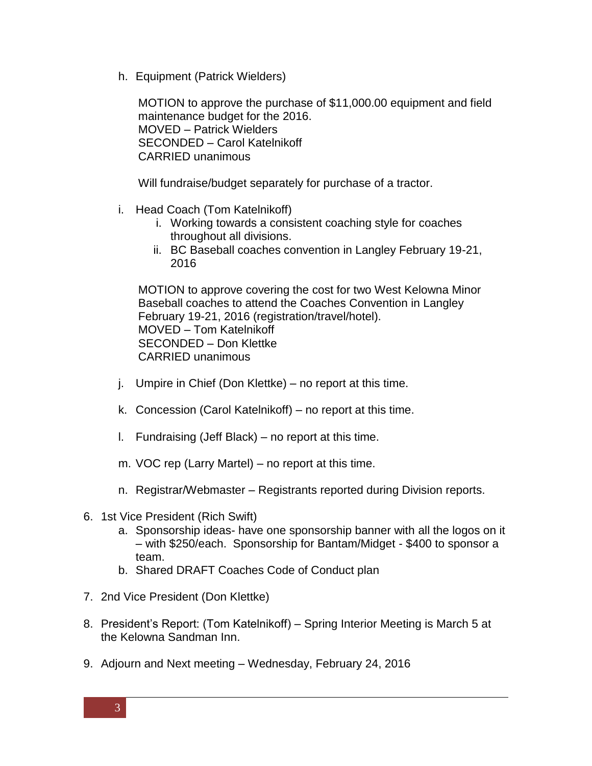h. Equipment (Patrick Wielders)

   MOTION to approve the purchase of $11,000.00 equipment and field maintenance budget for the 2016.
   MOVED – Patrick Wielders
   SECONDED – Carol Katelnikoff
   CARRIED unanimous

   Will fundraise/budget separately for purchase of a tractor.

i. Head Coach (Tom Katelnikoff)
   i. Working towards a consistent coaching style for coaches throughout all divisions.
   ii. BC Baseball coaches convention in Langley February 19-21, 2016

   MOTION to approve covering the cost for two West Kelowna Minor Baseball coaches to attend the Coaches Convention in Langley February 19-21, 2016 (registration/travel/hotel).
   MOVED – Tom Katelnikoff
   SECONDED – Don Klettke
   CARRIED unanimous

j. Umpire in Chief (Don Klettke) – no report at this time.

k. Concession (Carol Katelnikoff) – no report at this time.

l. Fundraising (Jeff Black) – no report at this time.

m. VOC rep (Larry Martel) – no report at this time.

n. Registrar/Webmaster – Registrants reported during Division reports.

6. 1st Vice President (Rich Swift)
   a. Sponsorship ideas- have one sponsorship banner with all the logos on it – with $250/each. Sponsorship for Bantam/Midget - $400 to sponsor a team.
   b. Shared DRAFT Coaches Code of Conduct plan

7. 2nd Vice President (Don Klettke)

8. President's Report: (Tom Katelnikoff) – Spring Interior Meeting is March 5 at the Kelowna Sandman Inn.

9. Adjourn and Next meeting – Wednesday, February 24, 2016